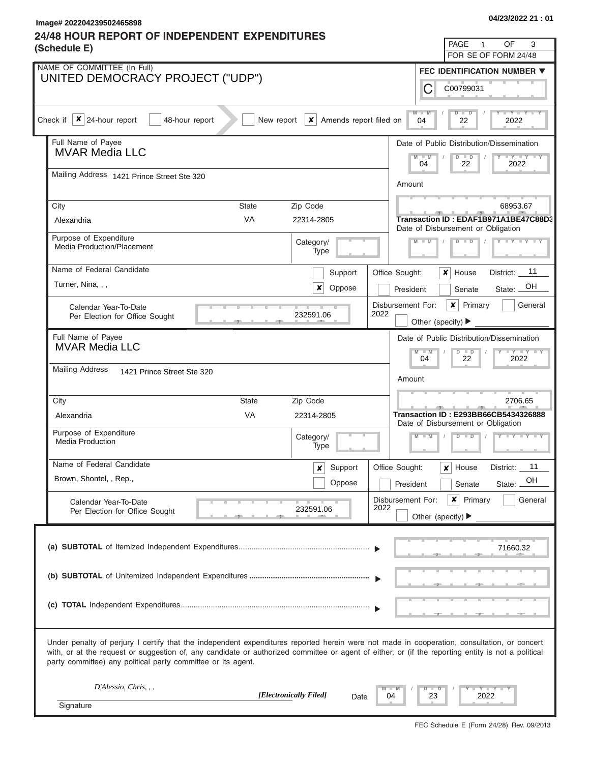Image# 202204239502465898

04/23/2022 21 : 01

# 24/48 HOUR REPORT OF INDEPENDENT EXPENDITURES (Schedule E)

PAGE 1 OF 3
FOR SE OF FORM 24/48

NAME OF COMMITTEE (In Full)
UNITED DEMOCRACY PROJECT ("UDP")

FEC IDENTIFICATION NUMBER
C00799031

Check if ☒ 24-hour report ☐ 48-hour report ☐ New report ☒ Amends report filed on 04 / 22 / 2022

---

Full Name of Payee: MVAR Media LLC

Mailing Address: 1421 Prince Street Ste 320

City: Alexandria State: VA Zip Code: 22314-2805

Purpose of Expenditure: Media Production/Placement

Category/Type:

Date of Public Distribution/Dissemination: 04 / 22 / 2022

Amount: 68953.67

Transaction ID : EDAF1B971A1BE47C88D3

Date of Disbursement or Obligation:

Name of Federal Candidate: Turner, Nina, , ,

☐ Support ☒ Oppose

Office Sought: ☒ House ☐ President ☐ Senate District: 11 State: OH

Calendar Year-To-Date Per Election for Office Sought: 232591.06

Disbursement For: 2022 ☒ Primary ☐ General ☐ Other (specify)

---

Full Name of Payee: MVAR Media LLC

Mailing Address: 1421 Prince Street Ste 320

City: Alexandria State: VA Zip Code: 22314-2805

Purpose of Expenditure: Media Production

Category/Type:

Date of Public Distribution/Dissemination: 04 / 22 / 2022

Amount: 2706.65

Transaction ID : E293BB66CB5434326888

Date of Disbursement or Obligation:

Name of Federal Candidate: Brown, Shontel, , Rep.,

☒ Support ☐ Oppose

Office Sought: ☒ House ☐ President ☐ Senate District: 11 State: OH

Calendar Year-To-Date Per Election for Office Sought: 232591.06

Disbursement For: 2022 ☒ Primary ☐ General ☐ Other (specify)

---

(a) **SUBTOTAL** of Itemized Independent Expenditures: 71660.32

(b) **SUBTOTAL** of Unitemized Independent Expenditures:

(c) **TOTAL** Independent Expenditures:

Under penalty of perjury I certify that the independent expenditures reported herein were not made in cooperation, consultation, or concert with, or at the request or suggestion of, any candidate or authorized committee or agent of either, or (if the reporting entity is not a political party committee) any political party committee or its agent.

*D'Alessio, Chris, , ,* *[Electronically Filed]* Date 04 / 23 / 2022

Signature

FEC Schedule E (Form 24/28) Rev. 09/2013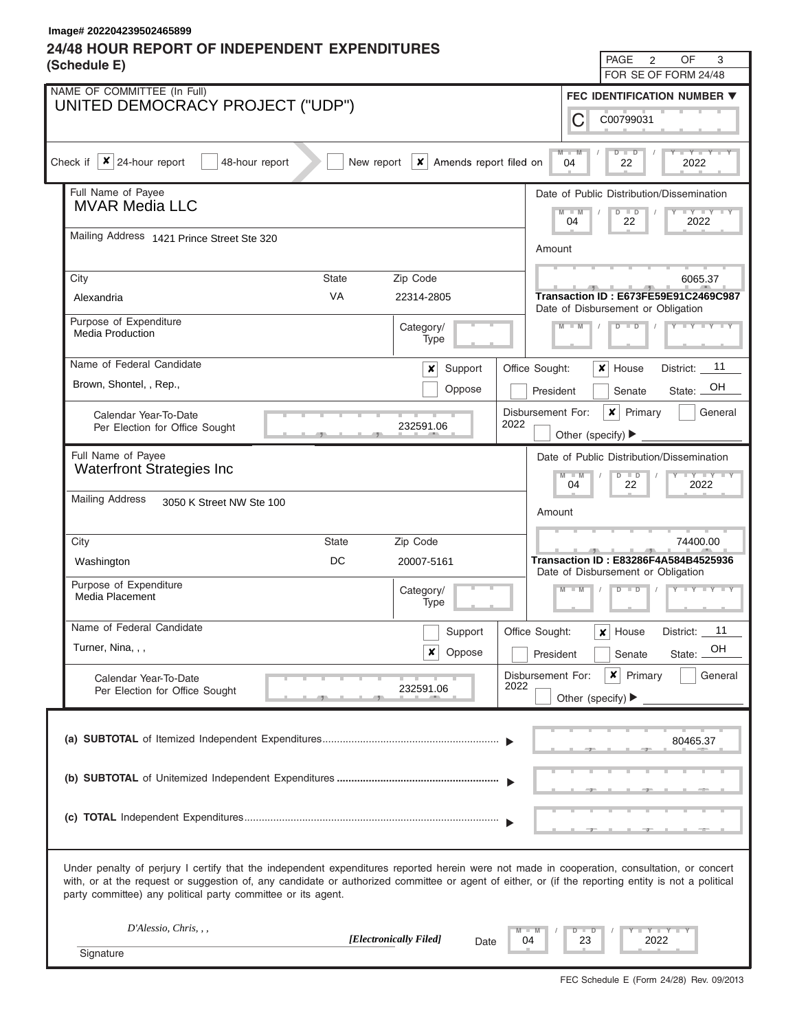Image# 202204239502465899

# 24/48 HOUR REPORT OF INDEPENDENT EXPENDITURES (Schedule E)

PAGE 2 OF 3
FOR SE OF FORM 24/48

**NAME OF COMMITTEE (In Full)**
UNITED DEMOCRACY PROJECT ("UDP")

**FEC IDENTIFICATION NUMBER**
C00799031

Check if [x] 24-hour report [ ] 48-hour report [ ] New report [x] Amends report filed on 04 / 22 / 2022

---

**Full Name of Payee:** MVAR Media LLC

**Mailing Address:** 1421 Prince Street Ste 320

**City:** Alexandria **State:** VA **Zip Code:** 22314-2805

**Date of Public Distribution/Dissemination:** 04 / 22 / 2022

**Amount:** 6065.37

**Transaction ID : E673FE59E91C2469C987**

Date of Disbursement or Obligation: 

**Purpose of Expenditure:** Media Production

Category/Type: 

**Name of Federal Candidate:** Brown, Shontel, , Rep.,

[x] Support [ ] Oppose

Office Sought: [x] House [ ] President [ ] Senate District: 11 State: OH

Calendar Year-To-Date Per Election for Office Sought: 232591.06

Disbursement For: 2022 [x] Primary [ ] General [ ] Other (specify)

---

**Full Name of Payee:** Waterfront Strategies Inc

**Mailing Address:** 3050 K Street NW Ste 100

**City:** Washington **State:** DC **Zip Code:** 20007-5161

**Date of Public Distribution/Dissemination:** 04 / 22 / 2022

**Amount:** 74400.00

**Transaction ID : E83286F4A584B4525936**

Date of Disbursement or Obligation: 

**Purpose of Expenditure:** Media Placement

Category/Type: 

**Name of Federal Candidate:** Turner, Nina, , ,

[ ] Support [x] Oppose

Office Sought: [x] House [ ] President [ ] Senate District: 11 State: OH

Calendar Year-To-Date Per Election for Office Sought: 232591.06

Disbursement For: 2022 [x] Primary [ ] General [ ] Other (specify)

---

**(a) SUBTOTAL** of Itemized Independent Expenditures: 80465.37

**(b) SUBTOTAL** of Unitemized Independent Expenditures: 

**(c) TOTAL** Independent Expenditures: 

Under penalty of perjury I certify that the independent expenditures reported herein were not made in cooperation, consultation, or concert with, or at the request or suggestion of, any candidate or authorized committee or agent of either, or (if the reporting entity is not a political party committee) any political party committee or its agent.

*D'Alessio, Chris, , ,* *[Electronically Filed]* Date 04 / 23 / 2022

Signature

FEC Schedule E (Form 24/28) Rev. 09/2013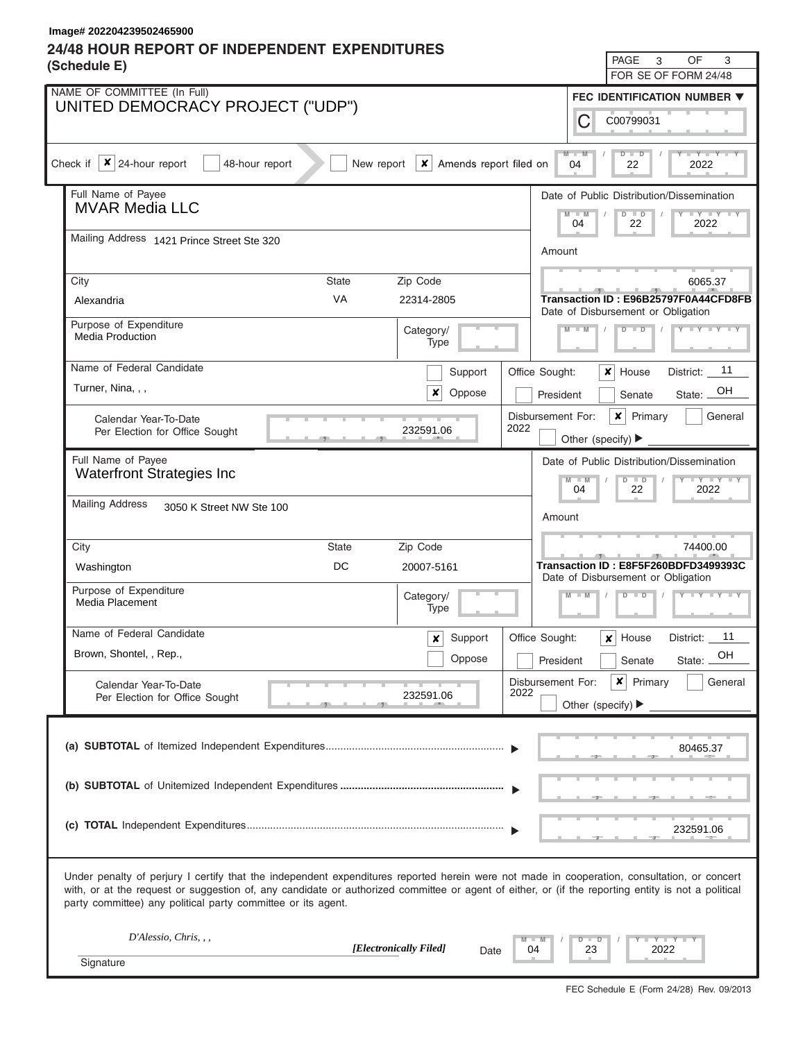Image# 202204239502465900

# 24/48 HOUR REPORT OF INDEPENDENT EXPENDITURES (Schedule E)

PAGE 3 OF 3
FOR SE OF FORM 24/48

NAME OF COMMITTEE (In Full)
UNITED DEMOCRACY PROJECT ("UDP")

FEC IDENTIFICATION NUMBER
C00799031

Check if [x] 24-hour report [ ] 48-hour report [ ] New report [x] Amends report filed on 04/22/2022

---

Full Name of Payee: MVAR Media LLC

Mailing Address: 1421 Prince Street Ste 320

City: Alexandria | State: VA | Zip Code: 22314-2805

Date of Public Distribution/Dissemination: 04/22/2022

Amount: 6065.37

Transaction ID : E96B25797F0A44CFD8FB

Date of Disbursement or Obligation:

Purpose of Expenditure: Media Production

Category/Type:

Name of Federal Candidate: Turner, Nina, , ,

[ ] Support [x] Oppose

Office Sought: [x] House [ ] President [ ] Senate — District: 11 State: OH

Disbursement For: [x] Primary [ ] General 2022 [ ] Other (specify)

Calendar Year-To-Date Per Election for Office Sought: 232591.06

---

Full Name of Payee: Waterfront Strategies Inc

Mailing Address: 3050 K Street NW Ste 100

City: Washington | State: DC | Zip Code: 20007-5161

Date of Public Distribution/Dissemination: 04/22/2022

Amount: 74400.00

Transaction ID : E8F5F260BDFD3499393C

Date of Disbursement or Obligation:

Purpose of Expenditure: Media Placement

Category/Type:

Name of Federal Candidate: Brown, Shontel, , Rep.,

[x] Support [ ] Oppose

Office Sought: [x] House [ ] President [ ] Senate — District: 11 State: OH

Disbursement For: [x] Primary [ ] General 2022 [ ] Other (specify)

Calendar Year-To-Date Per Election for Office Sought: 232591.06

---

(a) **SUBTOTAL** of Itemized Independent Expenditures: 80465.37

(b) **SUBTOTAL** of Unitemized Independent Expenditures:

(c) **TOTAL** Independent Expenditures: 232591.06

Under penalty of perjury I certify that the independent expenditures reported herein were not made in cooperation, consultation, or concert with, or at the request or suggestion of, any candidate or authorized committee or agent of either, or (if the reporting entity is not a political party committee) any political party committee or its agent.

*D'Alessio, Chris, , ,*
*[Electronically Filed]*
Signature

Date: 04/23/2022

FEC Schedule E (Form 24/28) Rev. 09/2013